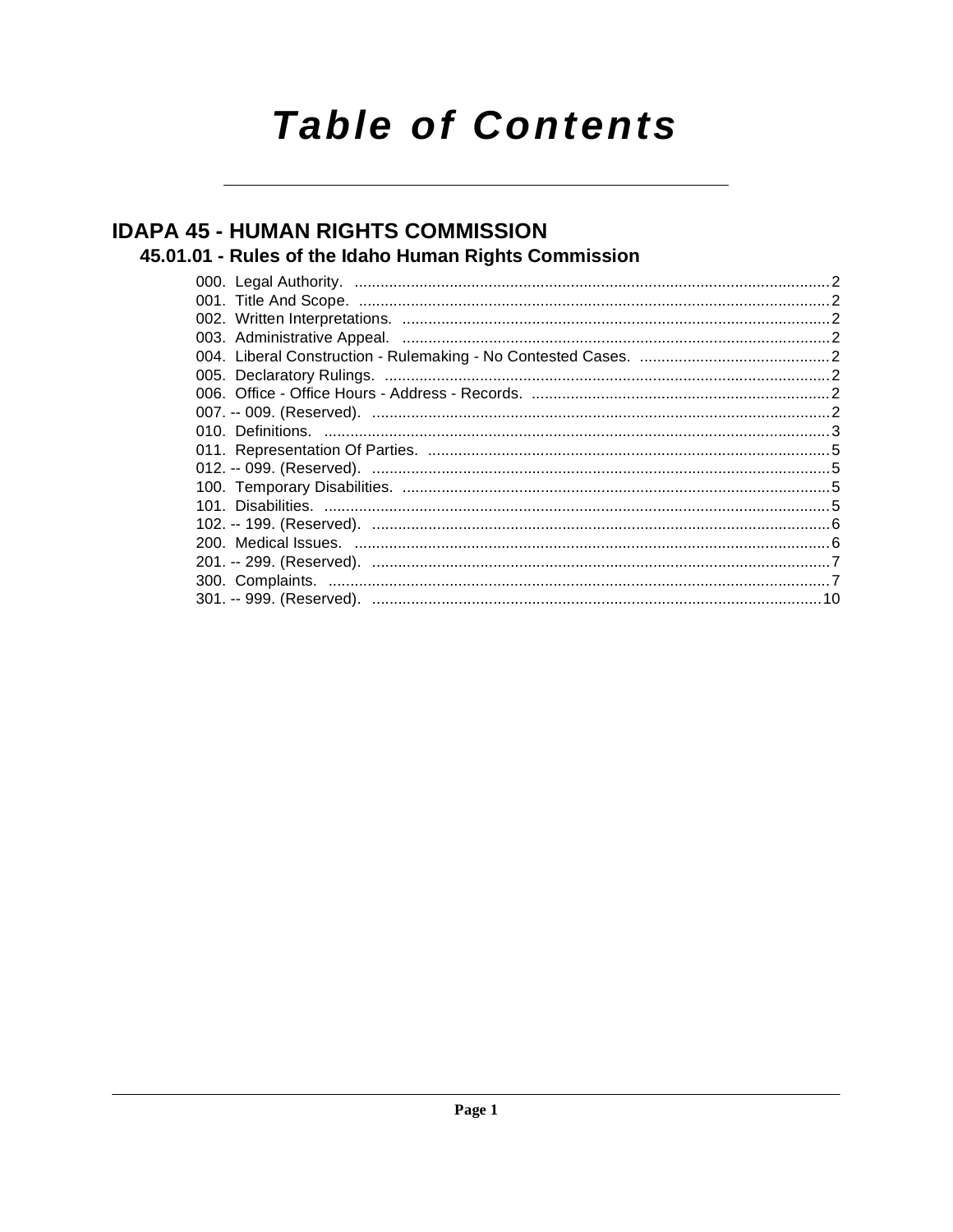# Table of Contents

## IDAPA 45 - HUMAN RIGHTS COMMISSION

### 45.01.01 - Rules of the Idaho Human Rights Commission

000. Legal Authority. .......... 2
001. Title And Scope. .......... 2
002. Written Interpretations. .......... 2
003. Administrative Appeal. .......... 2
004. Liberal Construction - Rulemaking - No Contested Cases. .......... 2
005. Declaratory Rulings. .......... 2
006. Office - Office Hours - Address - Records. .......... 2
007. -- 009. (Reserved). .......... 2
010. Definitions. .......... 3
011. Representation Of Parties. .......... 5
012. -- 099. (Reserved). .......... 5
100. Temporary Disabilities. .......... 5
101. Disabilities. .......... 5
102. -- 199. (Reserved). .......... 6
200. Medical Issues. .......... 6
201. -- 299. (Reserved). .......... 7
300. Complaints. .......... 7
301. -- 999. (Reserved). .......... 10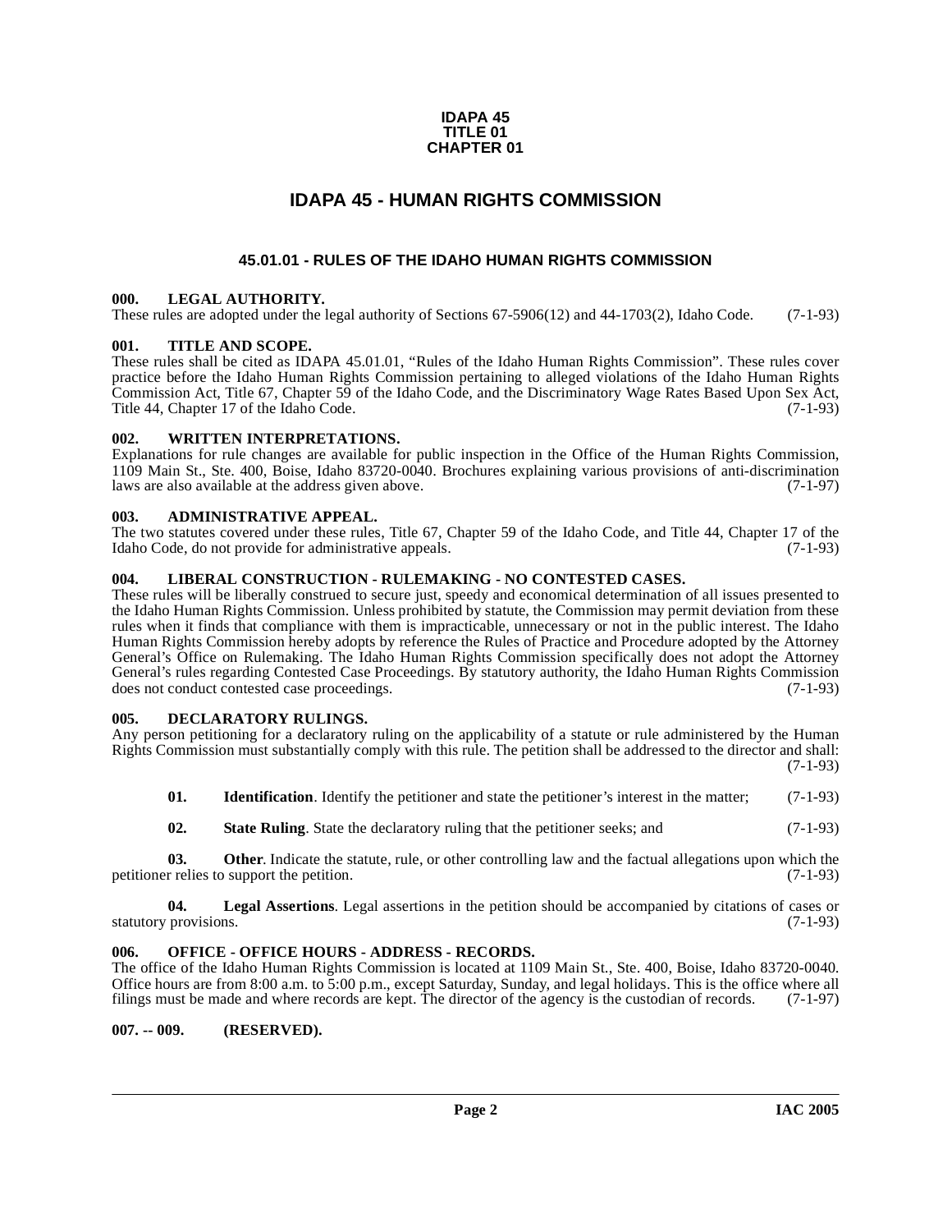**IDAPA 45**
**TITLE 01**
**CHAPTER 01**

# IDAPA 45 - HUMAN RIGHTS COMMISSION

## 45.01.01 - RULES OF THE IDAHO HUMAN RIGHTS COMMISSION

### 000. LEGAL AUTHORITY.

These rules are adopted under the legal authority of Sections 67-5906(12) and 44-1703(2), Idaho Code. (7-1-93)

### 001. TITLE AND SCOPE.

These rules shall be cited as IDAPA 45.01.01, "Rules of the Idaho Human Rights Commission". These rules cover practice before the Idaho Human Rights Commission pertaining to alleged violations of the Idaho Human Rights Commission Act, Title 67, Chapter 59 of the Idaho Code, and the Discriminatory Wage Rates Based Upon Sex Act, Title 44, Chapter 17 of the Idaho Code. (7-1-93)

### 002. WRITTEN INTERPRETATIONS.

Explanations for rule changes are available for public inspection in the Office of the Human Rights Commission, 1109 Main St., Ste. 400, Boise, Idaho 83720-0040. Brochures explaining various provisions of anti-discrimination laws are also available at the address given above. (7-1-97)

### 003. ADMINISTRATIVE APPEAL.

The two statutes covered under these rules, Title 67, Chapter 59 of the Idaho Code, and Title 44, Chapter 17 of the Idaho Code, do not provide for administrative appeals. (7-1-93)

### 004. LIBERAL CONSTRUCTION - RULEMAKING - NO CONTESTED CASES.

These rules will be liberally construed to secure just, speedy and economical determination of all issues presented to the Idaho Human Rights Commission. Unless prohibited by statute, the Commission may permit deviation from these rules when it finds that compliance with them is impracticable, unnecessary or not in the public interest. The Idaho Human Rights Commission hereby adopts by reference the Rules of Practice and Procedure adopted by the Attorney General's Office on Rulemaking. The Idaho Human Rights Commission specifically does not adopt the Attorney General's rules regarding Contested Case Proceedings. By statutory authority, the Idaho Human Rights Commission does not conduct contested case proceedings. (7-1-93)

### 005. DECLARATORY RULINGS.

Any person petitioning for a declaratory ruling on the applicability of a statute or rule administered by the Human Rights Commission must substantially comply with this rule. The petition shall be addressed to the director and shall: (7-1-93)

**01. Identification**. Identify the petitioner and state the petitioner's interest in the matter; (7-1-93)

**02. State Ruling**. State the declaratory ruling that the petitioner seeks; and (7-1-93)

**03. Other**. Indicate the statute, rule, or other controlling law and the factual allegations upon which the petitioner relies to support the petition. (7-1-93)

**04. Legal Assertions**. Legal assertions in the petition should be accompanied by citations of cases or statutory provisions. (7-1-93)

### 006. OFFICE - OFFICE HOURS - ADDRESS - RECORDS.

The office of the Idaho Human Rights Commission is located at 1109 Main St., Ste. 400, Boise, Idaho 83720-0040. Office hours are from 8:00 a.m. to 5:00 p.m., except Saturday, Sunday, and legal holidays. This is the office where all filings must be made and where records are kept. The director of the agency is the custodian of records. (7-1-97)

### 007. -- 009. (RESERVED).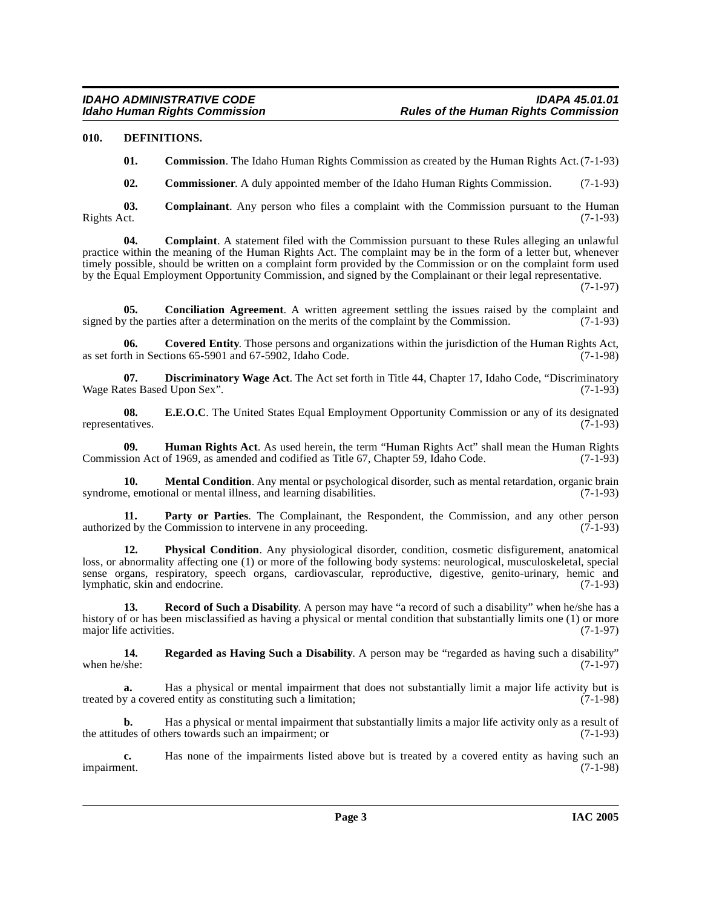## 010. DEFINITIONS.

**01. Commission**. The Idaho Human Rights Commission as created by the Human Rights Act. (7-1-93)

**02. Commissioner**. A duly appointed member of the Idaho Human Rights Commission. (7-1-93)

**03. Complainant**. Any person who files a complaint with the Commission pursuant to the Human Rights Act. (7-1-93)

**04. Complaint**. A statement filed with the Commission pursuant to these Rules alleging an unlawful practice within the meaning of the Human Rights Act. The complaint may be in the form of a letter but, whenever timely possible, should be written on a complaint form provided by the Commission or on the complaint form used by the Equal Employment Opportunity Commission, and signed by the Complainant or their legal representative. (7-1-97)

**05. Conciliation Agreement**. A written agreement settling the issues raised by the complaint and signed by the parties after a determination on the merits of the complaint by the Commission. (7-1-93)

**06. Covered Entity**. Those persons and organizations within the jurisdiction of the Human Rights Act, as set forth in Sections 65-5901 and 67-5902, Idaho Code. (7-1-98)

**07. Discriminatory Wage Act**. The Act set forth in Title 44, Chapter 17, Idaho Code, "Discriminatory Wage Rates Based Upon Sex". (7-1-93)

**08. E.E.O.C**. The United States Equal Employment Opportunity Commission or any of its designated representatives. (7-1-93)

**09. Human Rights Act**. As used herein, the term "Human Rights Act" shall mean the Human Rights Commission Act of 1969, as amended and codified as Title 67, Chapter 59, Idaho Code. (7-1-93)

**10. Mental Condition**. Any mental or psychological disorder, such as mental retardation, organic brain syndrome, emotional or mental illness, and learning disabilities. (7-1-93)

**11. Party or Parties**. The Complainant, the Respondent, the Commission, and any other person authorized by the Commission to intervene in any proceeding. (7-1-93)

**12. Physical Condition**. Any physiological disorder, condition, cosmetic disfigurement, anatomical loss, or abnormality affecting one (1) or more of the following body systems: neurological, musculoskeletal, special sense organs, respiratory, speech organs, cardiovascular, reproductive, digestive, genito-urinary, hemic and lymphatic, skin and endocrine. (7-1-93)

**13. Record of Such a Disability**. A person may have "a record of such a disability" when he/she has a history of or has been misclassified as having a physical or mental condition that substantially limits one (1) or more major life activities. (7-1-97)

**14. Regarded as Having Such a Disability**. A person may be "regarded as having such a disability" when he/she: (7-1-97)

**a.** Has a physical or mental impairment that does not substantially limit a major life activity but is treated by a covered entity as constituting such a limitation; (7-1-98)

**b.** Has a physical or mental impairment that substantially limits a major life activity only as a result of the attitudes of others towards such an impairment; or (7-1-93)

**c.** Has none of the impairments listed above but is treated by a covered entity as having such an impairment. (7-1-98)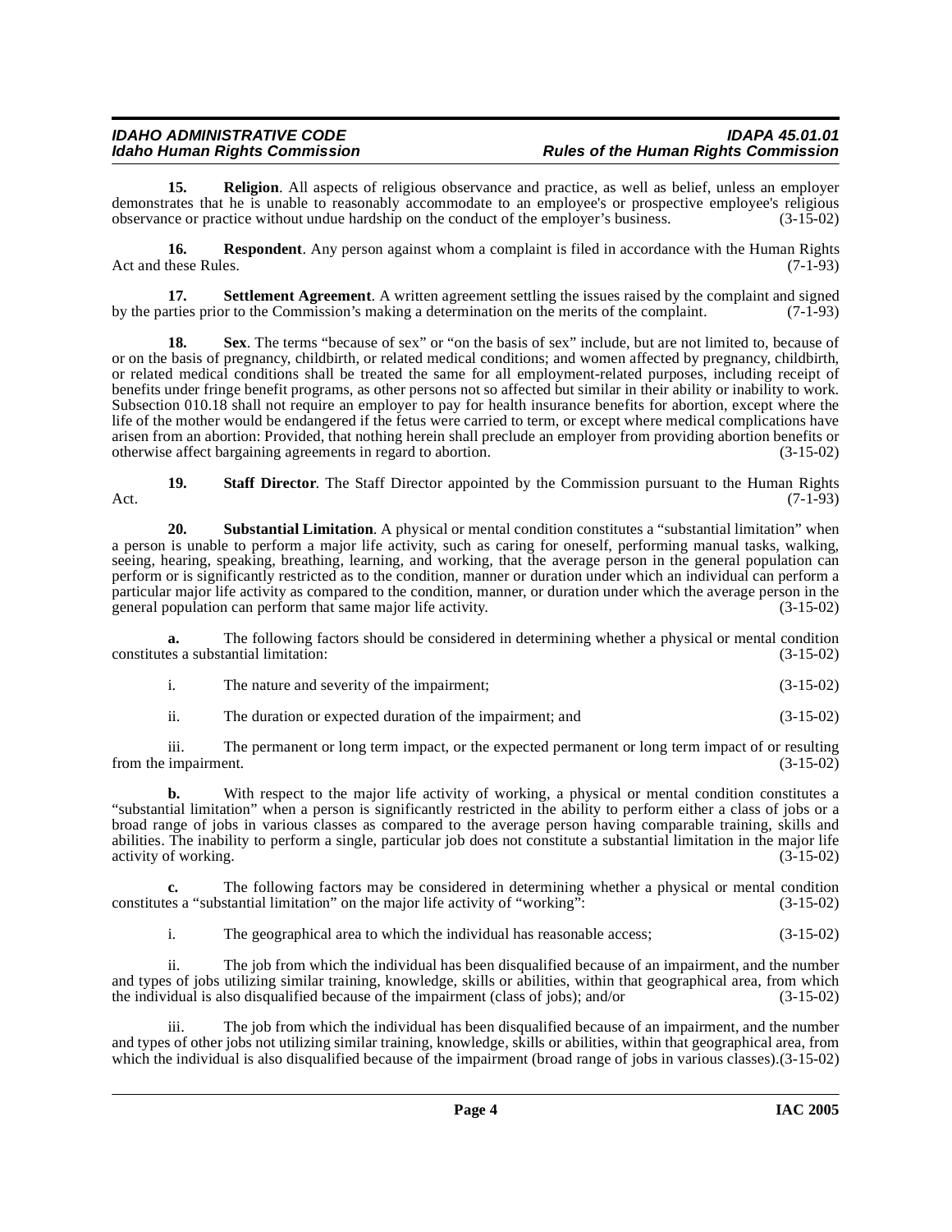**15. Religion**. All aspects of religious observance and practice, as well as belief, unless an employer demonstrates that he is unable to reasonably accommodate to an employee's or prospective employee's religious observance or practice without undue hardship on the conduct of the employer's business. (3-15-02)

**16. Respondent**. Any person against whom a complaint is filed in accordance with the Human Rights Act and these Rules. (7-1-93)

**17. Settlement Agreement**. A written agreement settling the issues raised by the complaint and signed by the parties prior to the Commission's making a determination on the merits of the complaint. (7-1-93)

**18. Sex**. The terms "because of sex" or "on the basis of sex" include, but are not limited to, because of or on the basis of pregnancy, childbirth, or related medical conditions; and women affected by pregnancy, childbirth, or related medical conditions shall be treated the same for all employment-related purposes, including receipt of benefits under fringe benefit programs, as other persons not so affected but similar in their ability or inability to work. Subsection 010.18 shall not require an employer to pay for health insurance benefits for abortion, except where the life of the mother would be endangered if the fetus were carried to term, or except where medical complications have arisen from an abortion: Provided, that nothing herein shall preclude an employer from providing abortion benefits or otherwise affect bargaining agreements in regard to abortion. (3-15-02)

**19. Staff Director**. The Staff Director appointed by the Commission pursuant to the Human Rights Act. (7-1-93)

**20. Substantial Limitation**. A physical or mental condition constitutes a "substantial limitation" when a person is unable to perform a major life activity, such as caring for oneself, performing manual tasks, walking, seeing, hearing, speaking, breathing, learning, and working, that the average person in the general population can perform or is significantly restricted as to the condition, manner or duration under which an individual can perform a particular major life activity as compared to the condition, manner, or duration under which the average person in the general population can perform that same major life activity. (3-15-02)

**a.** The following factors should be considered in determining whether a physical or mental condition constitutes a substantial limitation: (3-15-02)

i. The nature and severity of the impairment; (3-15-02)

ii. The duration or expected duration of the impairment; and (3-15-02)

iii. The permanent or long term impact, or the expected permanent or long term impact of or resulting from the impairment. (3-15-02)

**b.** With respect to the major life activity of working, a physical or mental condition constitutes a "substantial limitation" when a person is significantly restricted in the ability to perform either a class of jobs or a broad range of jobs in various classes as compared to the average person having comparable training, skills and abilities. The inability to perform a single, particular job does not constitute a substantial limitation in the major life activity of working. (3-15-02)

**c.** The following factors may be considered in determining whether a physical or mental condition constitutes a "substantial limitation" on the major life activity of "working": (3-15-02)

i. The geographical area to which the individual has reasonable access; (3-15-02)

ii. The job from which the individual has been disqualified because of an impairment, and the number and types of jobs utilizing similar training, knowledge, skills or abilities, within that geographical area, from which the individual is also disqualified because of the impairment (class of jobs); and/or (3-15-02)

iii. The job from which the individual has been disqualified because of an impairment, and the number and types of other jobs not utilizing similar training, knowledge, skills or abilities, within that geographical area, from which the individual is also disqualified because of the impairment (broad range of jobs in various classes).(3-15-02)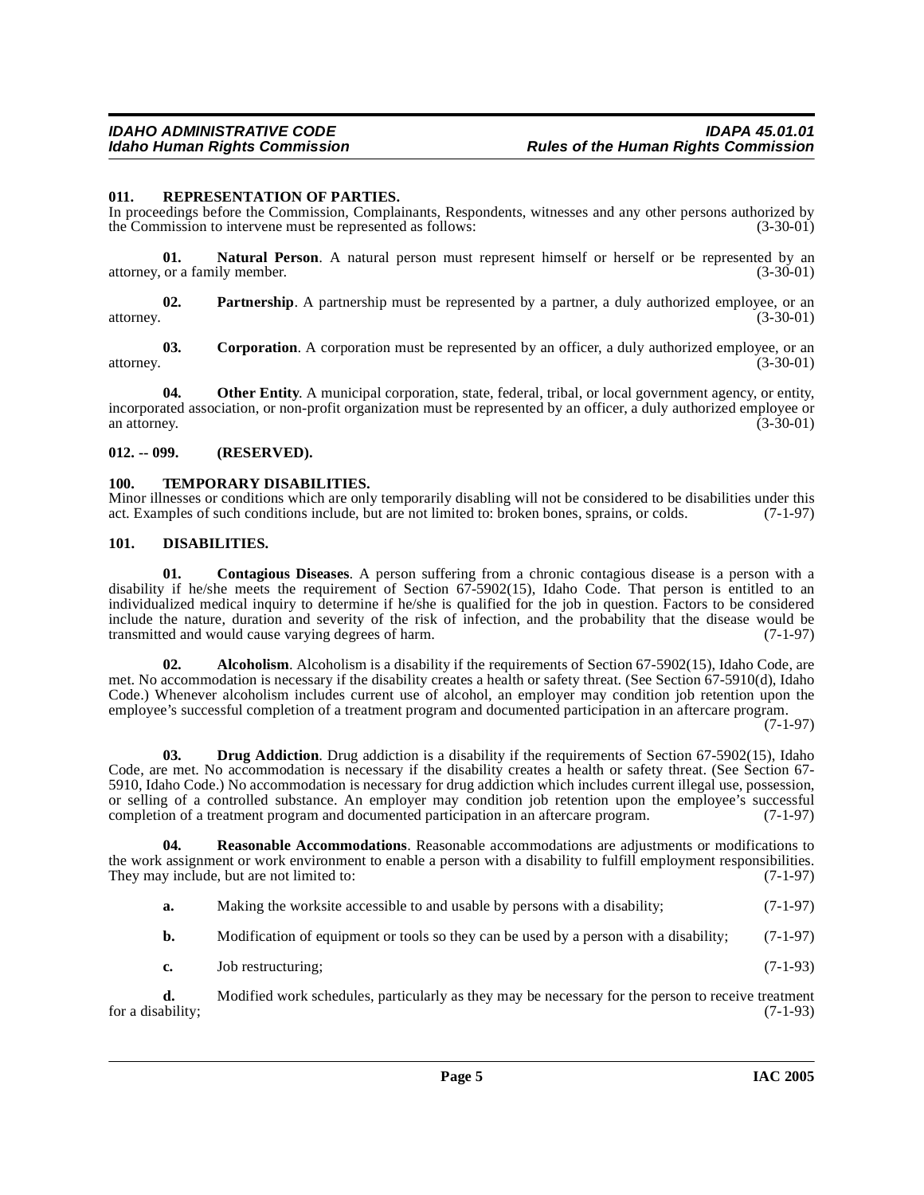### 011. REPRESENTATION OF PARTIES.

In proceedings before the Commission, Complainants, Respondents, witnesses and any other persons authorized by the Commission to intervene must be represented as follows: (3-30-01)

**01. Natural Person**. A natural person must represent himself or herself or be represented by an attorney, or a family member. (3-30-01)

**02. Partnership**. A partnership must be represented by a partner, a duly authorized employee, or an attorney. (3-30-01)

**03. Corporation**. A corporation must be represented by an officer, a duly authorized employee, or an attorney. (3-30-01)

**04. Other Entity**. A municipal corporation, state, federal, tribal, or local government agency, or entity, incorporated association, or non-profit organization must be represented by an officer, a duly authorized employee or an attorney. (3-30-01)

### 012. -- 099. (RESERVED).

### 100. TEMPORARY DISABILITIES.

Minor illnesses or conditions which are only temporarily disabling will not be considered to be disabilities under this act. Examples of such conditions include, but are not limited to: broken bones, sprains, or colds. (7-1-97)

### 101. DISABILITIES.

**01. Contagious Diseases**. A person suffering from a chronic contagious disease is a person with a disability if he/she meets the requirement of Section 67-5902(15), Idaho Code. That person is entitled to an individualized medical inquiry to determine if he/she is qualified for the job in question. Factors to be considered include the nature, duration and severity of the risk of infection, and the probability that the disease would be transmitted and would cause varying degrees of harm. (7-1-97)

**02. Alcoholism**. Alcoholism is a disability if the requirements of Section 67-5902(15), Idaho Code, are met. No accommodation is necessary if the disability creates a health or safety threat. (See Section 67-5910(d), Idaho Code.) Whenever alcoholism includes current use of alcohol, an employer may condition job retention upon the employee's successful completion of a treatment program and documented participation in an aftercare program. (7-1-97)

**03. Drug Addiction**. Drug addiction is a disability if the requirements of Section 67-5902(15), Idaho Code, are met. No accommodation is necessary if the disability creates a health or safety threat. (See Section 67-5910, Idaho Code.) No accommodation is necessary for drug addiction which includes current illegal use, possession, or selling of a controlled substance. An employer may condition job retention upon the employee's successful completion of a treatment program and documented participation in an aftercare program. (7-1-97)

**04. Reasonable Accommodations**. Reasonable accommodations are adjustments or modifications to the work assignment or work environment to enable a person with a disability to fulfill employment responsibilities. They may include, but are not limited to: (7-1-97)

**a.** Making the worksite accessible to and usable by persons with a disability; (7-1-97)

**b.** Modification of equipment or tools so they can be used by a person with a disability; (7-1-97)

**c.** Job restructuring; (7-1-93)

**d.** Modified work schedules, particularly as they may be necessary for the person to receive treatment for a disability; (7-1-93)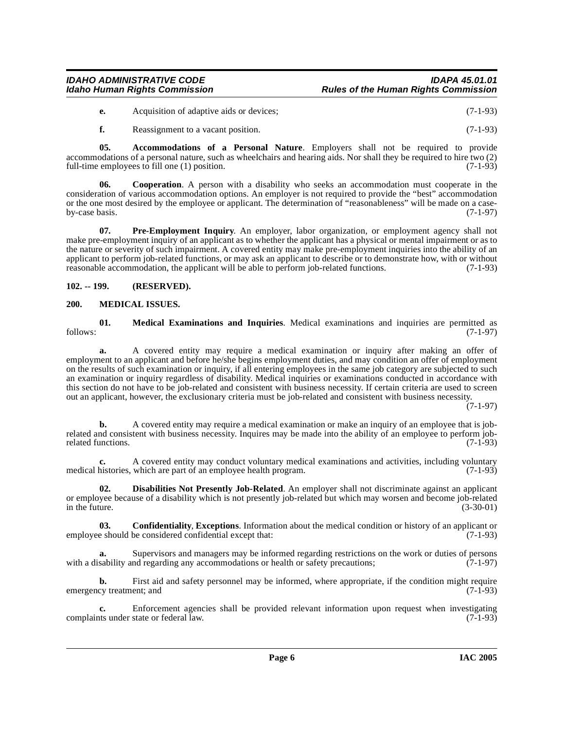**e.** Acquisition of adaptive aids or devices; (7-1-93)

**f.** Reassignment to a vacant position. (7-1-93)

**05. Accommodations of a Personal Nature**. Employers shall not be required to provide accommodations of a personal nature, such as wheelchairs and hearing aids. Nor shall they be required to hire two (2) full-time employees to fill one (1) position. (7-1-93)

**06. Cooperation**. A person with a disability who seeks an accommodation must cooperate in the consideration of various accommodation options. An employer is not required to provide the "best" accommodation or the one most desired by the employee or applicant. The determination of "reasonableness" will be made on a case-by-case basis. (7-1-97)

**07. Pre-Employment Inquiry**. An employer, labor organization, or employment agency shall not make pre-employment inquiry of an applicant as to whether the applicant has a physical or mental impairment or as to the nature or severity of such impairment. A covered entity may make pre-employment inquiries into the ability of an applicant to perform job-related functions, or may ask an applicant to describe or to demonstrate how, with or without reasonable accommodation, the applicant will be able to perform job-related functions. (7-1-93)

## 102. -- 199. (RESERVED).

## 200. MEDICAL ISSUES.

**01. Medical Examinations and Inquiries**. Medical examinations and inquiries are permitted as follows: (7-1-97)

**a.** A covered entity may require a medical examination or inquiry after making an offer of employment to an applicant and before he/she begins employment duties, and may condition an offer of employment on the results of such examination or inquiry, if all entering employees in the same job category are subjected to such an examination or inquiry regardless of disability. Medical inquiries or examinations conducted in accordance with this section do not have to be job-related and consistent with business necessity. If certain criteria are used to screen out an applicant, however, the exclusionary criteria must be job-related and consistent with business necessity. (7-1-97)

**b.** A covered entity may require a medical examination or make an inquiry of an employee that is job-related and consistent with business necessity. Inquires may be made into the ability of an employee to perform job-related functions. (7-1-93)

**c.** A covered entity may conduct voluntary medical examinations and activities, including voluntary medical histories, which are part of an employee health program. (7-1-93)

**02. Disabilities Not Presently Job-Related**. An employer shall not discriminate against an applicant or employee because of a disability which is not presently job-related but which may worsen and become job-related in the future. (3-30-01)

**03. Confidentiality**, **Exceptions**. Information about the medical condition or history of an applicant or employee should be considered confidential except that: (7-1-93)

**a.** Supervisors and managers may be informed regarding restrictions on the work or duties of persons with a disability and regarding any accommodations or health or safety precautions; (7-1-97)

**b.** First aid and safety personnel may be informed, where appropriate, if the condition might require emergency treatment; and (7-1-93)

**c.** Enforcement agencies shall be provided relevant information upon request when investigating complaints under state or federal law. (7-1-93)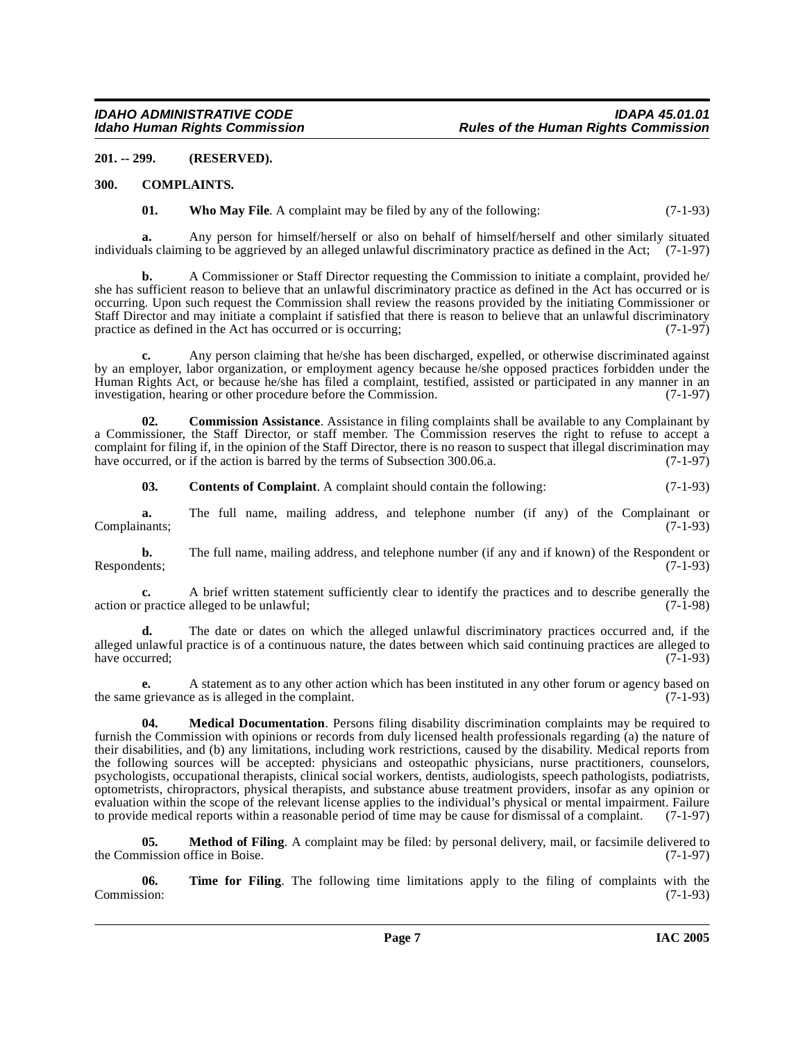**201. -- 299. (RESERVED).**

**300. COMPLAINTS.**

**01. Who May File**. A complaint may be filed by any of the following: (7-1-93)

**a.** Any person for himself/herself or also on behalf of himself/herself and other similarly situated individuals claiming to be aggrieved by an alleged unlawful discriminatory practice as defined in the Act; (7-1-97)

**b.** A Commissioner or Staff Director requesting the Commission to initiate a complaint, provided he/she has sufficient reason to believe that an unlawful discriminatory practice as defined in the Act has occurred or is occurring. Upon such request the Commission shall review the reasons provided by the initiating Commissioner or Staff Director and may initiate a complaint if satisfied that there is reason to believe that an unlawful discriminatory practice as defined in the Act has occurred or is occurring; (7-1-97)

**c.** Any person claiming that he/she has been discharged, expelled, or otherwise discriminated against by an employer, labor organization, or employment agency because he/she opposed practices forbidden under the Human Rights Act, or because he/she has filed a complaint, testified, assisted or participated in any manner in an investigation, hearing or other procedure before the Commission. (7-1-97)

**02. Commission Assistance**. Assistance in filing complaints shall be available to any Complainant by a Commissioner, the Staff Director, or staff member. The Commission reserves the right to refuse to accept a complaint for filing if, in the opinion of the Staff Director, there is no reason to suspect that illegal discrimination may have occurred, or if the action is barred by the terms of Subsection 300.06.a. (7-1-97)

**03. Contents of Complaint**. A complaint should contain the following: (7-1-93)

**a.** The full name, mailing address, and telephone number (if any) of the Complainant or Complainants; (7-1-93)

**b.** The full name, mailing address, and telephone number (if any and if known) of the Respondent or Respondents; (7-1-93)

**c.** A brief written statement sufficiently clear to identify the practices and to describe generally the action or practice alleged to be unlawful; (7-1-98)

**d.** The date or dates on which the alleged unlawful discriminatory practices occurred and, if the alleged unlawful practice is of a continuous nature, the dates between which said continuing practices are alleged to have occurred; (7-1-93)

**e.** A statement as to any other action which has been instituted in any other forum or agency based on the same grievance as is alleged in the complaint. (7-1-93)

**04. Medical Documentation**. Persons filing disability discrimination complaints may be required to furnish the Commission with opinions or records from duly licensed health professionals regarding (a) the nature of their disabilities, and (b) any limitations, including work restrictions, caused by the disability. Medical reports from the following sources will be accepted: physicians and osteopathic physicians, nurse practitioners, counselors, psychologists, occupational therapists, clinical social workers, dentists, audiologists, speech pathologists, podiatrists, optometrists, chiropractors, physical therapists, and substance abuse treatment providers, insofar as any opinion or evaluation within the scope of the relevant license applies to the individual's physical or mental impairment. Failure to provide medical reports within a reasonable period of time may be cause for dismissal of a complaint. (7-1-97)

**05. Method of Filing**. A complaint may be filed: by personal delivery, mail, or facsimile delivered to the Commission office in Boise. (7-1-97)

**06. Time for Filing**. The following time limitations apply to the filing of complaints with the Commission: (7-1-93)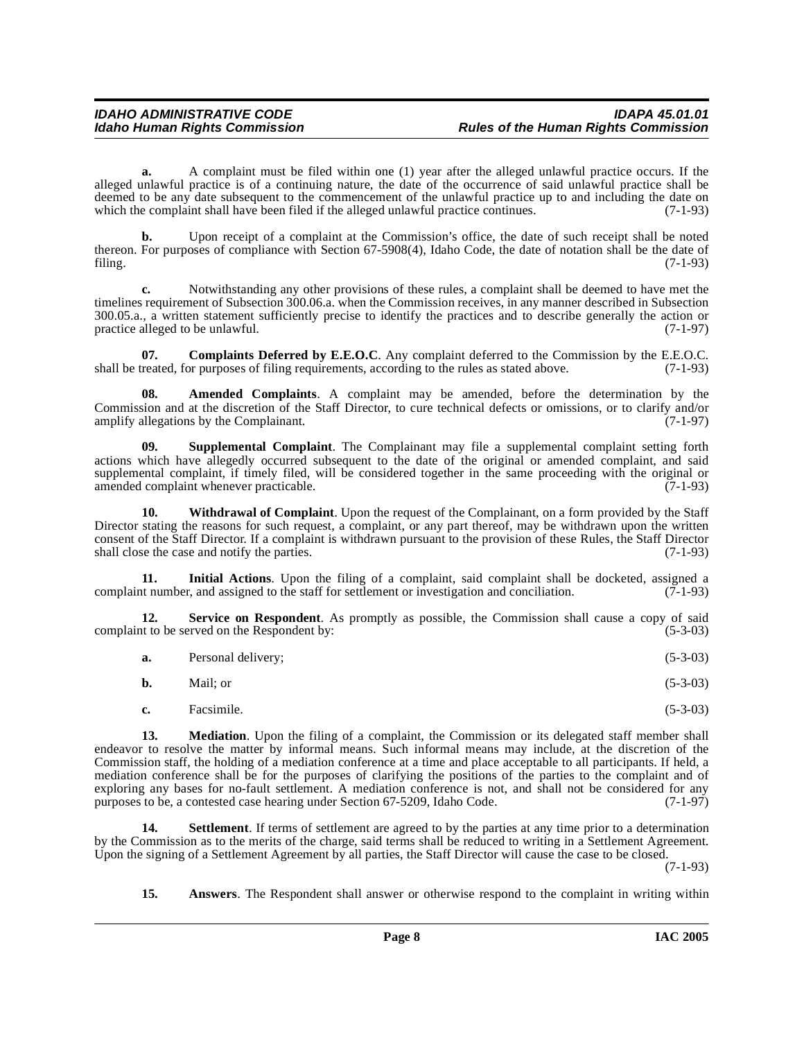**a.** A complaint must be filed within one (1) year after the alleged unlawful practice occurs. If the alleged unlawful practice is of a continuing nature, the date of the occurrence of said unlawful practice shall be deemed to be any date subsequent to the commencement of the unlawful practice up to and including the date on which the complaint shall have been filed if the alleged unlawful practice continues. (7-1-93)

**b.** Upon receipt of a complaint at the Commission's office, the date of such receipt shall be noted thereon. For purposes of compliance with Section 67-5908(4), Idaho Code, the date of notation shall be the date of filing. (7-1-93)

**c.** Notwithstanding any other provisions of these rules, a complaint shall be deemed to have met the timelines requirement of Subsection 300.06.a. when the Commission receives, in any manner described in Subsection 300.05.a., a written statement sufficiently precise to identify the practices and to describe generally the action or practice alleged to be unlawful. (7-1-97)

**07. Complaints Deferred by E.E.O.C**. Any complaint deferred to the Commission by the E.E.O.C. shall be treated, for purposes of filing requirements, according to the rules as stated above. (7-1-93)

**08. Amended Complaints**. A complaint may be amended, before the determination by the Commission and at the discretion of the Staff Director, to cure technical defects or omissions, or to clarify and/or amplify allegations by the Complainant. (7-1-97)

**09. Supplemental Complaint**. The Complainant may file a supplemental complaint setting forth actions which have allegedly occurred subsequent to the date of the original or amended complaint, and said supplemental complaint, if timely filed, will be considered together in the same proceeding with the original or amended complaint whenever practicable. (7-1-93)

**10. Withdrawal of Complaint**. Upon the request of the Complainant, on a form provided by the Staff Director stating the reasons for such request, a complaint, or any part thereof, may be withdrawn upon the written consent of the Staff Director. If a complaint is withdrawn pursuant to the provision of these Rules, the Staff Director shall close the case and notify the parties. (7-1-93)

**11. Initial Actions**. Upon the filing of a complaint, said complaint shall be docketed, assigned a complaint number, and assigned to the staff for settlement or investigation and conciliation. (7-1-93)

**12. Service on Respondent**. As promptly as possible, the Commission shall cause a copy of said complaint to be served on the Respondent by: (5-3-03)

**a.** Personal delivery; (5-3-03)

**b.** Mail; or (5-3-03)

**c.** Facsimile. (5-3-03)

**13. Mediation**. Upon the filing of a complaint, the Commission or its delegated staff member shall endeavor to resolve the matter by informal means. Such informal means may include, at the discretion of the Commission staff, the holding of a mediation conference at a time and place acceptable to all participants. If held, a mediation conference shall be for the purposes of clarifying the positions of the parties to the complaint and of exploring any bases for no-fault settlement. A mediation conference is not, and shall not be considered for any purposes to be, a contested case hearing under Section 67-5209, Idaho Code. (7-1-97)

**14. Settlement**. If terms of settlement are agreed to by the parties at any time prior to a determination by the Commission as to the merits of the charge, said terms shall be reduced to writing in a Settlement Agreement. Upon the signing of a Settlement Agreement by all parties, the Staff Director will cause the case to be closed. (7-1-93)

**15. Answers**. The Respondent shall answer or otherwise respond to the complaint in writing within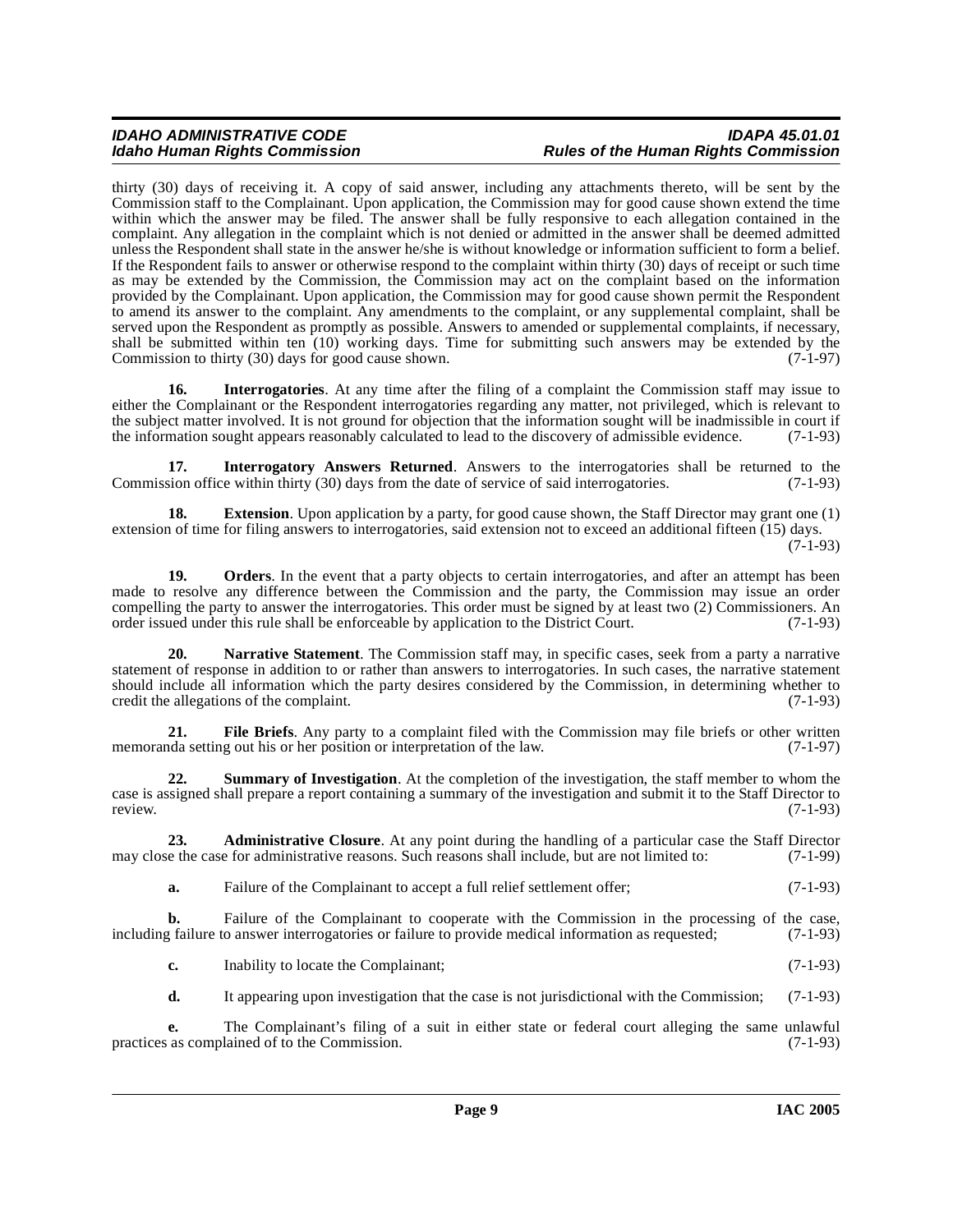thirty (30) days of receiving it. A copy of said answer, including any attachments thereto, will be sent by the Commission staff to the Complainant. Upon application, the Commission may for good cause shown extend the time within which the answer may be filed. The answer shall be fully responsive to each allegation contained in the complaint. Any allegation in the complaint which is not denied or admitted in the answer shall be deemed admitted unless the Respondent shall state in the answer he/she is without knowledge or information sufficient to form a belief. If the Respondent fails to answer or otherwise respond to the complaint within thirty (30) days of receipt or such time as may be extended by the Commission, the Commission may act on the complaint based on the information provided by the Complainant. Upon application, the Commission may for good cause shown permit the Respondent to amend its answer to the complaint. Any amendments to the complaint, or any supplemental complaint, shall be served upon the Respondent as promptly as possible. Answers to amended or supplemental complaints, if necessary, shall be submitted within ten (10) working days. Time for submitting such answers may be extended by the Commission to thirty (30) days for good cause shown. (7-1-97)

**16. Interrogatories**. At any time after the filing of a complaint the Commission staff may issue to either the Complainant or the Respondent interrogatories regarding any matter, not privileged, which is relevant to the subject matter involved. It is not ground for objection that the information sought will be inadmissible in court if the information sought appears reasonably calculated to lead to the discovery of admissible evidence. (7-1-93)

**17. Interrogatory Answers Returned**. Answers to the interrogatories shall be returned to the Commission office within thirty (30) days from the date of service of said interrogatories. (7-1-93)

**18. Extension**. Upon application by a party, for good cause shown, the Staff Director may grant one (1) extension of time for filing answers to interrogatories, said extension not to exceed an additional fifteen (15) days. (7-1-93)

**19. Orders**. In the event that a party objects to certain interrogatories, and after an attempt has been made to resolve any difference between the Commission and the party, the Commission may issue an order compelling the party to answer the interrogatories. This order must be signed by at least two (2) Commissioners. An order issued under this rule shall be enforceable by application to the District Court. (7-1-93)

**20. Narrative Statement**. The Commission staff may, in specific cases, seek from a party a narrative statement of response in addition to or rather than answers to interrogatories. In such cases, the narrative statement should include all information which the party desires considered by the Commission, in determining whether to credit the allegations of the complaint. (7-1-93)

**21. File Briefs**. Any party to a complaint filed with the Commission may file briefs or other written memoranda setting out his or her position or interpretation of the law. (7-1-97)

**22. Summary of Investigation**. At the completion of the investigation, the staff member to whom the case is assigned shall prepare a report containing a summary of the investigation and submit it to the Staff Director to review. (7-1-93)

**23. Administrative Closure**. At any point during the handling of a particular case the Staff Director may close the case for administrative reasons. Such reasons shall include, but are not limited to: (7-1-99)

**a.** Failure of the Complainant to accept a full relief settlement offer; (7-1-93)

**b.** Failure of the Complainant to cooperate with the Commission in the processing of the case, including failure to answer interrogatories or failure to provide medical information as requested; (7-1-93)

**c.** Inability to locate the Complainant; (7-1-93)

**d.** It appearing upon investigation that the case is not jurisdictional with the Commission; (7-1-93)

**e.** The Complainant's filing of a suit in either state or federal court alleging the same unlawful practices as complained of to the Commission. (7-1-93)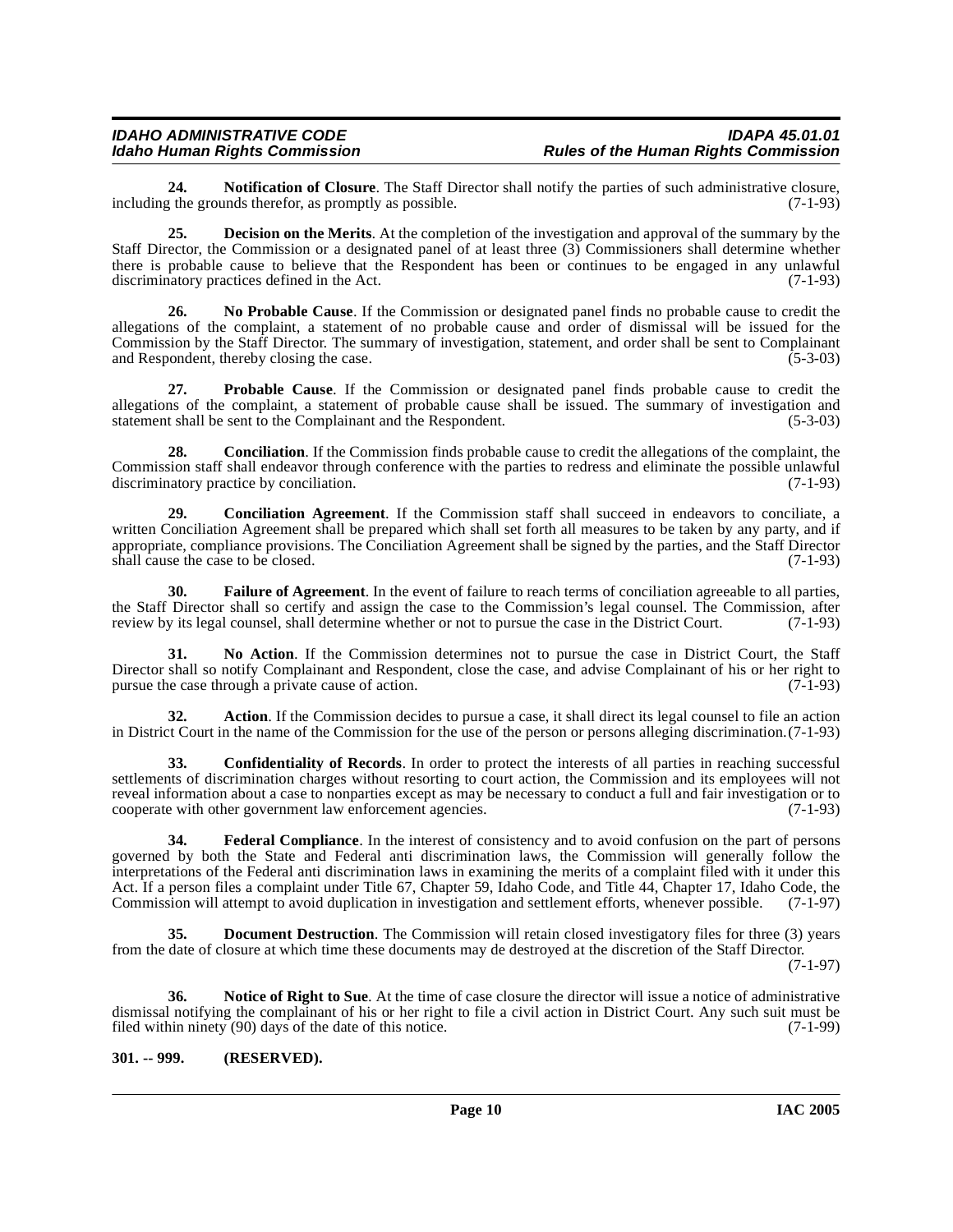**24. Notification of Closure**. The Staff Director shall notify the parties of such administrative closure, including the grounds therefor, as promptly as possible. (7-1-93)

**25. Decision on the Merits**. At the completion of the investigation and approval of the summary by the Staff Director, the Commission or a designated panel of at least three (3) Commissioners shall determine whether there is probable cause to believe that the Respondent has been or continues to be engaged in any unlawful discriminatory practices defined in the Act. (7-1-93)

**26. No Probable Cause**. If the Commission or designated panel finds no probable cause to credit the allegations of the complaint, a statement of no probable cause and order of dismissal will be issued for the Commission by the Staff Director. The summary of investigation, statement, and order shall be sent to Complainant and Respondent, thereby closing the case. (5-3-03)

**27. Probable Cause**. If the Commission or designated panel finds probable cause to credit the allegations of the complaint, a statement of probable cause shall be issued. The summary of investigation and statement shall be sent to the Complainant and the Respondent. (5-3-03)

**28. Conciliation**. If the Commission finds probable cause to credit the allegations of the complaint, the Commission staff shall endeavor through conference with the parties to redress and eliminate the possible unlawful discriminatory practice by conciliation. (7-1-93)

**29. Conciliation Agreement**. If the Commission staff shall succeed in endeavors to conciliate, a written Conciliation Agreement shall be prepared which shall set forth all measures to be taken by any party, and if appropriate, compliance provisions. The Conciliation Agreement shall be signed by the parties, and the Staff Director shall cause the case to be closed. (7-1-93)

**30. Failure of Agreement**. In the event of failure to reach terms of conciliation agreeable to all parties, the Staff Director shall so certify and assign the case to the Commission's legal counsel. The Commission, after review by its legal counsel, shall determine whether or not to pursue the case in the District Court. (7-1-93)

**31. No Action**. If the Commission determines not to pursue the case in District Court, the Staff Director shall so notify Complainant and Respondent, close the case, and advise Complainant of his or her right to pursue the case through a private cause of action. (7-1-93)

**32. Action**. If the Commission decides to pursue a case, it shall direct its legal counsel to file an action in District Court in the name of the Commission for the use of the person or persons alleging discrimination. (7-1-93)

**33. Confidentiality of Records**. In order to protect the interests of all parties in reaching successful settlements of discrimination charges without resorting to court action, the Commission and its employees will not reveal information about a case to nonparties except as may be necessary to conduct a full and fair investigation or to cooperate with other government law enforcement agencies. (7-1-93)

**34. Federal Compliance**. In the interest of consistency and to avoid confusion on the part of persons governed by both the State and Federal anti discrimination laws, the Commission will generally follow the interpretations of the Federal anti discrimination laws in examining the merits of a complaint filed with it under this Act. If a person files a complaint under Title 67, Chapter 59, Idaho Code, and Title 44, Chapter 17, Idaho Code, the Commission will attempt to avoid duplication in investigation and settlement efforts, whenever possible. (7-1-97)

**35. Document Destruction**. The Commission will retain closed investigatory files for three (3) years from the date of closure at which time these documents may de destroyed at the discretion of the Staff Director. (7-1-97)

**36. Notice of Right to Sue**. At the time of case closure the director will issue a notice of administrative dismissal notifying the complainant of his or her right to file a civil action in District Court. Any such suit must be filed within ninety (90) days of the date of this notice. (7-1-99)

**301. -- 999. (RESERVED).**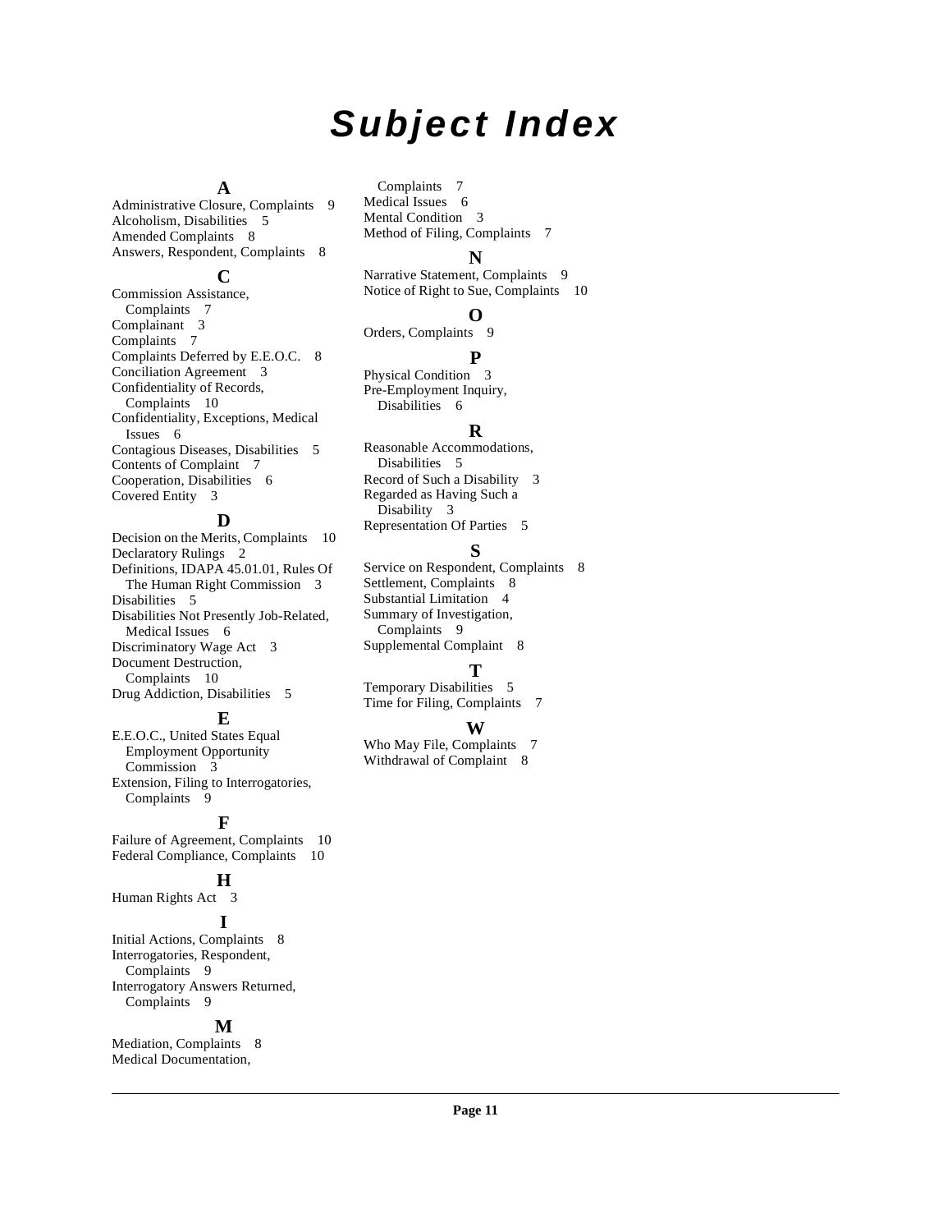# Subject Index

## A

Administrative Closure, Complaints 9
Alcoholism, Disabilities 5
Amended Complaints 8
Answers, Respondent, Complaints 8

## C

Commission Assistance, Complaints 7
Complainant 3
Complaints 7
Complaints Deferred by E.E.O.C. 8
Conciliation Agreement 3
Confidentiality of Records, Complaints 10
Confidentiality, Exceptions, Medical Issues 6
Contagious Diseases, Disabilities 5
Contents of Complaint 7
Cooperation, Disabilities 6
Covered Entity 3

## D

Decision on the Merits, Complaints 10
Declaratory Rulings 2
Definitions, IDAPA 45.01.01, Rules Of The Human Right Commission 3
Disabilities 5
Disabilities Not Presently Job-Related, Medical Issues 6
Discriminatory Wage Act 3
Document Destruction, Complaints 10
Drug Addiction, Disabilities 5

## E

E.E.O.C., United States Equal Employment Opportunity Commission 3
Extension, Filing to Interrogatories, Complaints 9

## F

Failure of Agreement, Complaints 10
Federal Compliance, Complaints 10

## H

Human Rights Act 3

## I

Initial Actions, Complaints 8
Interrogatories, Respondent, Complaints 9
Interrogatory Answers Returned, Complaints 9

## M

Mediation, Complaints 8
Medical Documentation, Complaints 7
Medical Issues 6
Mental Condition 3
Method of Filing, Complaints 7

## N

Narrative Statement, Complaints 9
Notice of Right to Sue, Complaints 10

## O

Orders, Complaints 9

## P

Physical Condition 3
Pre-Employment Inquiry, Disabilities 6

## R

Reasonable Accommodations, Disabilities 5
Record of Such a Disability 3
Regarded as Having Such a Disability 3
Representation Of Parties 5

## S

Service on Respondent, Complaints 8
Settlement, Complaints 8
Substantial Limitation 4
Summary of Investigation, Complaints 9
Supplemental Complaint 8

## T

Temporary Disabilities 5
Time for Filing, Complaints 7

## W

Who May File, Complaints 7
Withdrawal of Complaint 8